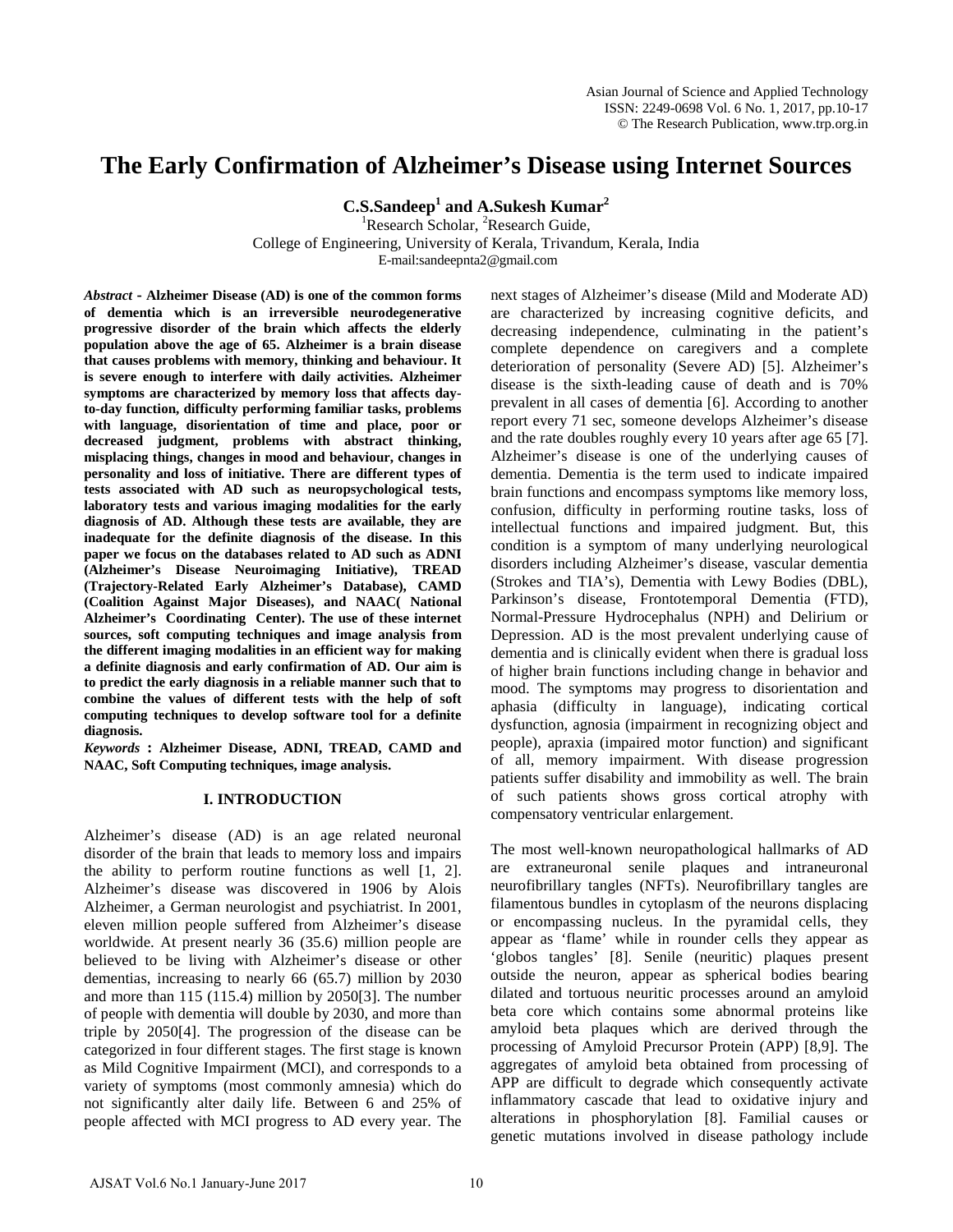# The Early Confirmation of Alzheimer's Disease using Internet Sources

**C.S.Sandeep[1] and A.Sukesh Kumar[2]**

[1]Research Scholar, [2]Research Guide,
College of Engineering, University of Kerala, Trivandum, Kerala, India
E-mail:sandeepnta2@gmail.com

***Abstract* - Alzheimer Disease (AD) is one of the common forms of dementia which is an irreversible neurodegenerative progressive disorder of the brain which affects the elderly population above the age of 65. Alzheimer is a brain disease that causes problems with memory, thinking and behaviour. It is severe enough to interfere with daily activities. Alzheimer symptoms are characterized by memory loss that affects day-to-day function, difficulty performing familiar tasks, problems with language, disorientation of time and place, poor or decreased judgment, problems with abstract thinking, misplacing things, changes in mood and behaviour, changes in personality and loss of initiative. There are different types of tests associated with AD such as neuropsychological tests, laboratory tests and various imaging modalities for the early diagnosis of AD. Although these tests are available, they are inadequate for the definite diagnosis of the disease. In this paper we focus on the databases related to AD such as ADNI (Alzheimer's Disease Neuroimaging Initiative), TREAD (Trajectory-Related Early Alzheimer's Database), CAMD (Coalition Against Major Diseases), and NAAC( National Alzheimer's Coordinating Center). The use of these internet sources, soft computing techniques and image analysis from the different imaging modalities in an efficient way for making a definite diagnosis and early confirmation of AD. Our aim is to predict the early diagnosis in a reliable manner such that to combine the values of different tests with the help of soft computing techniques to develop software tool for a definite diagnosis.**

***Keywords* : Alzheimer Disease, ADNI, TREAD, CAMD and NAAC, Soft Computing techniques, image analysis.**

## I. INTRODUCTION

Alzheimer's disease (AD) is an age related neuronal disorder of the brain that leads to memory loss and impairs the ability to perform routine functions as well [1, 2]. Alzheimer's disease was discovered in 1906 by Alois Alzheimer, a German neurologist and psychiatrist. In 2001, eleven million people suffered from Alzheimer's disease worldwide. At present nearly 36 (35.6) million people are believed to be living with Alzheimer's disease or other dementias, increasing to nearly 66 (65.7) million by 2030 and more than 115 (115.4) million by 2050[3]. The number of people with dementia will double by 2030, and more than triple by 2050[4]. The progression of the disease can be categorized in four different stages. The first stage is known as Mild Cognitive Impairment (MCI), and corresponds to a variety of symptoms (most commonly amnesia) which do not significantly alter daily life. Between 6 and 25% of people affected with MCI progress to AD every year. The next stages of Alzheimer's disease (Mild and Moderate AD) are characterized by increasing cognitive deficits, and decreasing independence, culminating in the patient's complete dependence on caregivers and a complete deterioration of personality (Severe AD) [5]. Alzheimer's disease is the sixth-leading cause of death and is 70% prevalent in all cases of dementia [6]. According to another report every 71 sec, someone develops Alzheimer's disease and the rate doubles roughly every 10 years after age 65 [7]. Alzheimer's disease is one of the underlying causes of dementia. Dementia is the term used to indicate impaired brain functions and encompass symptoms like memory loss, confusion, difficulty in performing routine tasks, loss of intellectual functions and impaired judgment. But, this condition is a symptom of many underlying neurological disorders including Alzheimer's disease, vascular dementia (Strokes and TIA's), Dementia with Lewy Bodies (DBL), Parkinson's disease, Frontotemporal Dementia (FTD), Normal-Pressure Hydrocephalus (NPH) and Delirium or Depression. AD is the most prevalent underlying cause of dementia and is clinically evident when there is gradual loss of higher brain functions including change in behavior and mood. The symptoms may progress to disorientation and aphasia (difficulty in language), indicating cortical dysfunction, agnosia (impairment in recognizing object and people), apraxia (impaired motor function) and significant of all, memory impairment. With disease progression patients suffer disability and immobility as well. The brain of such patients shows gross cortical atrophy with compensatory ventricular enlargement.

The most well-known neuropathological hallmarks of AD are extraneuronal senile plaques and intraneuronal neurofibrillary tangles (NFTs). Neurofibrillary tangles are filamentous bundles in cytoplasm of the neurons displacing or encompassing nucleus. In the pyramidal cells, they appear as 'flame' while in rounder cells they appear as 'globos tangles' [8]. Senile (neuritic) plaques present outside the neuron, appear as spherical bodies bearing dilated and tortuous neuritic processes around an amyloid beta core which contains some abnormal proteins like amyloid beta plaques which are derived through the processing of Amyloid Precursor Protein (APP) [8,9]. The aggregates of amyloid beta obtained from processing of APP are difficult to degrade which consequently activate inflammatory cascade that lead to oxidative injury and alterations in phosphorylation [8]. Familial causes or genetic mutations involved in disease pathology include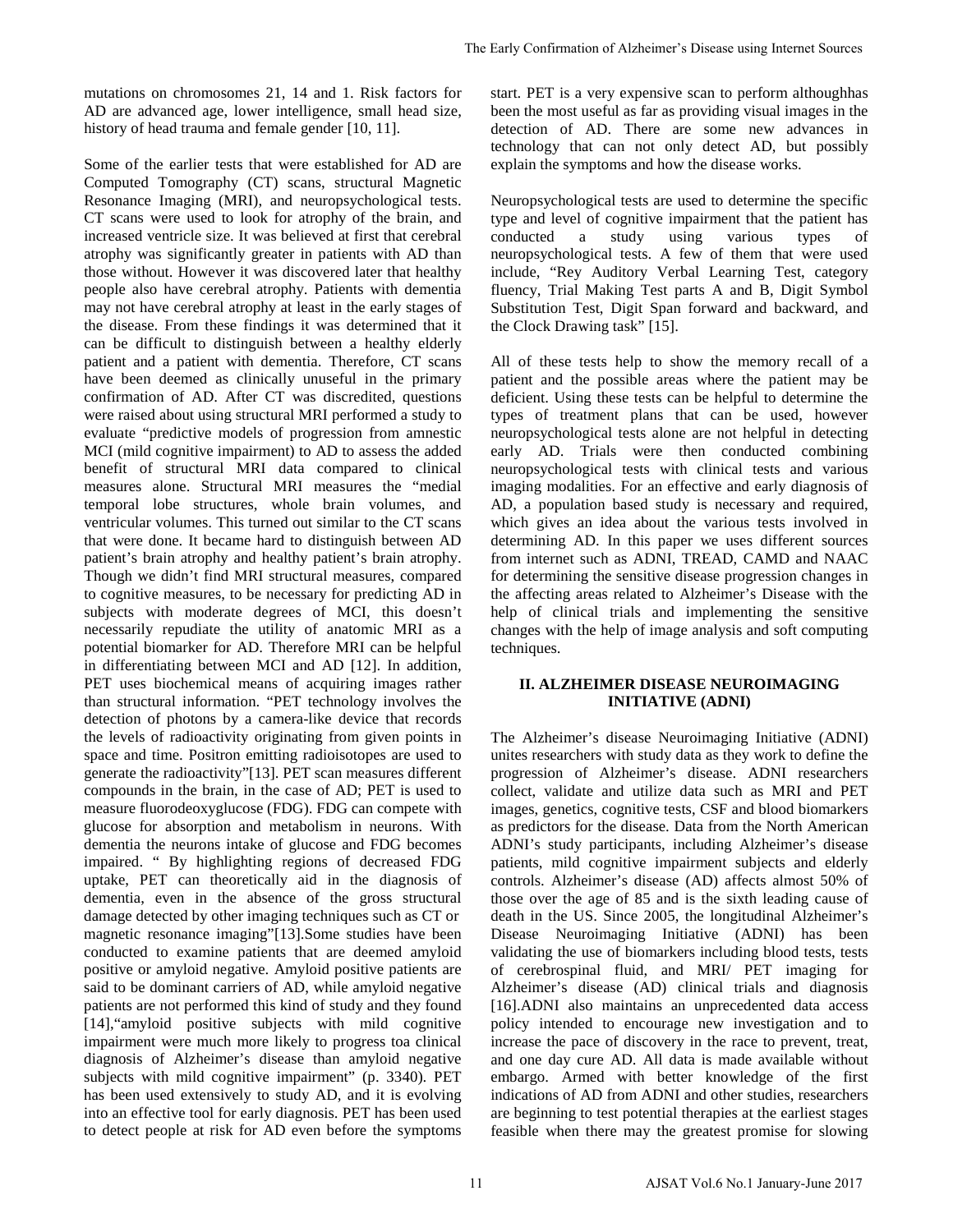mutations on chromosomes 21, 14 and 1. Risk factors for AD are advanced age, lower intelligence, small head size, history of head trauma and female gender [10, 11].

Some of the earlier tests that were established for AD are Computed Tomography (CT) scans, structural Magnetic Resonance Imaging (MRI), and neuropsychological tests. CT scans were used to look for atrophy of the brain, and increased ventricle size. It was believed at first that cerebral atrophy was significantly greater in patients with AD than those without. However it was discovered later that healthy people also have cerebral atrophy. Patients with dementia may not have cerebral atrophy at least in the early stages of the disease. From these findings it was determined that it can be difficult to distinguish between a healthy elderly patient and a patient with dementia. Therefore, CT scans have been deemed as clinically unuseful in the primary confirmation of AD. After CT was discredited, questions were raised about using structural MRI performed a study to evaluate "predictive models of progression from amnestic MCI (mild cognitive impairment) to AD to assess the added benefit of structural MRI data compared to clinical measures alone. Structural MRI measures the "medial temporal lobe structures, whole brain volumes, and ventricular volumes. This turned out similar to the CT scans that were done. It became hard to distinguish between AD patient's brain atrophy and healthy patient's brain atrophy. Though we didn't find MRI structural measures, compared to cognitive measures, to be necessary for predicting AD in subjects with moderate degrees of MCI, this doesn't necessarily repudiate the utility of anatomic MRI as a potential biomarker for AD. Therefore MRI can be helpful in differentiating between MCI and AD [12]. In addition, PET uses biochemical means of acquiring images rather than structural information. "PET technology involves the detection of photons by a camera-like device that records the levels of radioactivity originating from given points in space and time. Positron emitting radioisotopes are used to generate the radioactivity"[13]. PET scan measures different compounds in the brain, in the case of AD; PET is used to measure fluorodeoxyglucose (FDG). FDG can compete with glucose for absorption and metabolism in neurons. With dementia the neurons intake of glucose and FDG becomes impaired. " By highlighting regions of decreased FDG uptake, PET can theoretically aid in the diagnosis of dementia, even in the absence of the gross structural damage detected by other imaging techniques such as CT or magnetic resonance imaging"[13].Some studies have been conducted to examine patients that are deemed amyloid positive or amyloid negative. Amyloid positive patients are said to be dominant carriers of AD, while amyloid negative patients are not performed this kind of study and they found [14],"amyloid positive subjects with mild cognitive impairment were much more likely to progress toa clinical diagnosis of Alzheimer's disease than amyloid negative subjects with mild cognitive impairment" (p. 3340). PET has been used extensively to study AD, and it is evolving into an effective tool for early diagnosis. PET has been used to detect people at risk for AD even before the symptoms start. PET is a very expensive scan to perform althoughhas been the most useful as far as providing visual images in the detection of AD. There are some new advances in technology that can not only detect AD, but possibly explain the symptoms and how the disease works.

Neuropsychological tests are used to determine the specific type and level of cognitive impairment that the patient has conducted a study using various types of neuropsychological tests. A few of them that were used include, "Rey Auditory Verbal Learning Test, category fluency, Trial Making Test parts A and B, Digit Symbol Substitution Test, Digit Span forward and backward, and the Clock Drawing task" [15].

All of these tests help to show the memory recall of a patient and the possible areas where the patient may be deficient. Using these tests can be helpful to determine the types of treatment plans that can be used, however neuropsychological tests alone are not helpful in detecting early AD. Trials were then conducted combining neuropsychological tests with clinical tests and various imaging modalities. For an effective and early diagnosis of AD, a population based study is necessary and required, which gives an idea about the various tests involved in determining AD. In this paper we uses different sources from internet such as ADNI, TREAD, CAMD and NAAC for determining the sensitive disease progression changes in the affecting areas related to Alzheimer's Disease with the help of clinical trials and implementing the sensitive changes with the help of image analysis and soft computing techniques.

## II. ALZHEIMER DISEASE NEUROIMAGING INITIATIVE (ADNI)

The Alzheimer's disease Neuroimaging Initiative (ADNI) unites researchers with study data as they work to define the progression of Alzheimer's disease. ADNI researchers collect, validate and utilize data such as MRI and PET images, genetics, cognitive tests, CSF and blood biomarkers as predictors for the disease. Data from the North American ADNI's study participants, including Alzheimer's disease patients, mild cognitive impairment subjects and elderly controls. Alzheimer's disease (AD) affects almost 50% of those over the age of 85 and is the sixth leading cause of death in the US. Since 2005, the longitudinal Alzheimer's Disease Neuroimaging Initiative (ADNI) has been validating the use of biomarkers including blood tests, tests of cerebrospinal fluid, and MRI/ PET imaging for Alzheimer's disease (AD) clinical trials and diagnosis [16].ADNI also maintains an unprecedented data access policy intended to encourage new investigation and to increase the pace of discovery in the race to prevent, treat, and one day cure AD. All data is made available without embargo. Armed with better knowledge of the first indications of AD from ADNI and other studies, researchers are beginning to test potential therapies at the earliest stages feasible when there may the greatest promise for slowing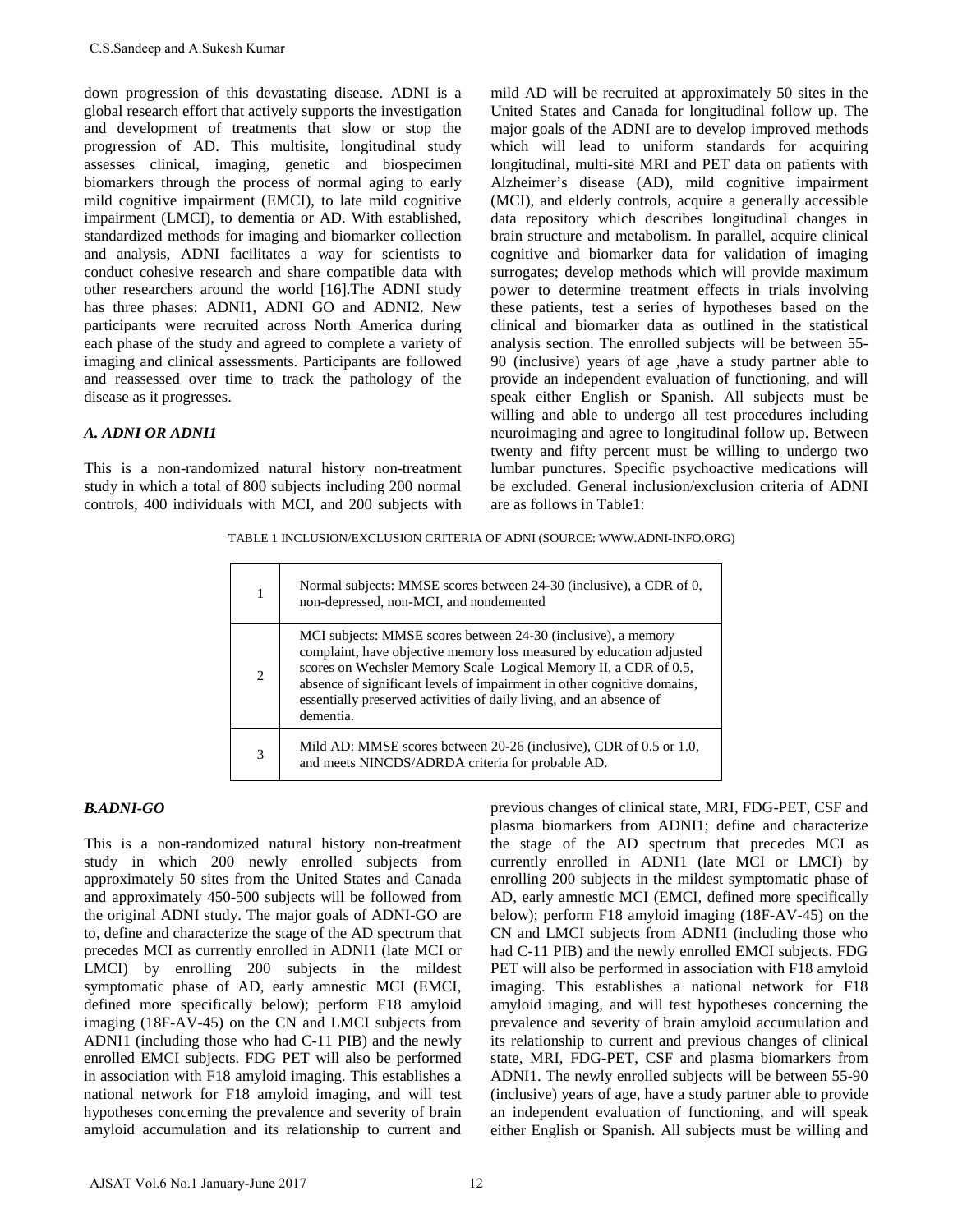down progression of this devastating disease. ADNI is a global research effort that actively supports the investigation and development of treatments that slow or stop the progression of AD. This multisite, longitudinal study assesses clinical, imaging, genetic and biospecimen biomarkers through the process of normal aging to early mild cognitive impairment (EMCI), to late mild cognitive impairment (LMCI), to dementia or AD. With established, standardized methods for imaging and biomarker collection and analysis, ADNI facilitates a way for scientists to conduct cohesive research and share compatible data with other researchers around the world [16].The ADNI study has three phases: ADNI1, ADNI GO and ADNI2. New participants were recruited across North America during each phase of the study and agreed to complete a variety of imaging and clinical assessments. Participants are followed and reassessed over time to track the pathology of the disease as it progresses.

### *A. ADNI OR ADNI1*

This is a non-randomized natural history non-treatment study in which a total of 800 subjects including 200 normal controls, 400 individuals with MCI, and 200 subjects with mild AD will be recruited at approximately 50 sites in the United States and Canada for longitudinal follow up. The major goals of the ADNI are to develop improved methods which will lead to uniform standards for acquiring longitudinal, multi-site MRI and PET data on patients with Alzheimer's disease (AD), mild cognitive impairment (MCI), and elderly controls, acquire a generally accessible data repository which describes longitudinal changes in brain structure and metabolism. In parallel, acquire clinical cognitive and biomarker data for validation of imaging surrogates; develop methods which will provide maximum power to determine treatment effects in trials involving these patients, test a series of hypotheses based on the clinical and biomarker data as outlined in the statistical analysis section. The enrolled subjects will be between 55-90 (inclusive) years of age ,have a study partner able to provide an independent evaluation of functioning, and will speak either English or Spanish. All subjects must be willing and able to undergo all test procedures including neuroimaging and agree to longitudinal follow up. Between twenty and fifty percent must be willing to undergo two lumbar punctures. Specific psychoactive medications will be excluded. General inclusion/exclusion criteria of ADNI are as follows in Table1:

TABLE 1 INCLUSION/EXCLUSION CRITERIA OF ADNI (SOURCE: WWW.ADNI-INFO.ORG)

| | |
|---|---|
| 1 | Normal subjects: MMSE scores between 24-30 (inclusive), a CDR of 0, non-depressed, non-MCI, and nondemented |
| 2 | MCI subjects: MMSE scores between 24-30 (inclusive), a memory complaint, have objective memory loss measured by education adjusted scores on Wechsler Memory Scale Logical Memory II, a CDR of 0.5, absence of significant levels of impairment in other cognitive domains, essentially preserved activities of daily living, and an absence of dementia. |
| 3 | Mild AD: MMSE scores between 20-26 (inclusive), CDR of 0.5 or 1.0, and meets NINCDS/ADRDA criteria for probable AD. |

### *B.ADNI-GO*

This is a non-randomized natural history non-treatment study in which 200 newly enrolled subjects from approximately 50 sites from the United States and Canada and approximately 450-500 subjects will be followed from the original ADNI study. The major goals of ADNI-GO are to, define and characterize the stage of the AD spectrum that precedes MCI as currently enrolled in ADNI1 (late MCI or LMCI) by enrolling 200 subjects in the mildest symptomatic phase of AD, early amnestic MCI (EMCI, defined more specifically below); perform F18 amyloid imaging (18F-AV-45) on the CN and LMCI subjects from ADNI1 (including those who had C-11 PIB) and the newly enrolled EMCI subjects. FDG PET will also be performed in association with F18 amyloid imaging. This establishes a national network for F18 amyloid imaging, and will test hypotheses concerning the prevalence and severity of brain amyloid accumulation and its relationship to current and previous changes of clinical state, MRI, FDG-PET, CSF and plasma biomarkers from ADNI1; define and characterize the stage of the AD spectrum that precedes MCI as currently enrolled in ADNI1 (late MCI or LMCI) by enrolling 200 subjects in the mildest symptomatic phase of AD, early amnestic MCI (EMCI, defined more specifically below); perform F18 amyloid imaging (18F-AV-45) on the CN and LMCI subjects from ADNI1 (including those who had C-11 PIB) and the newly enrolled EMCI subjects. FDG PET will also be performed in association with F18 amyloid imaging. This establishes a national network for F18 amyloid imaging, and will test hypotheses concerning the prevalence and severity of brain amyloid accumulation and its relationship to current and previous changes of clinical state, MRI, FDG-PET, CSF and plasma biomarkers from ADNI1. The newly enrolled subjects will be between 55-90 (inclusive) years of age, have a study partner able to provide an independent evaluation of functioning, and will speak either English or Spanish. All subjects must be willing and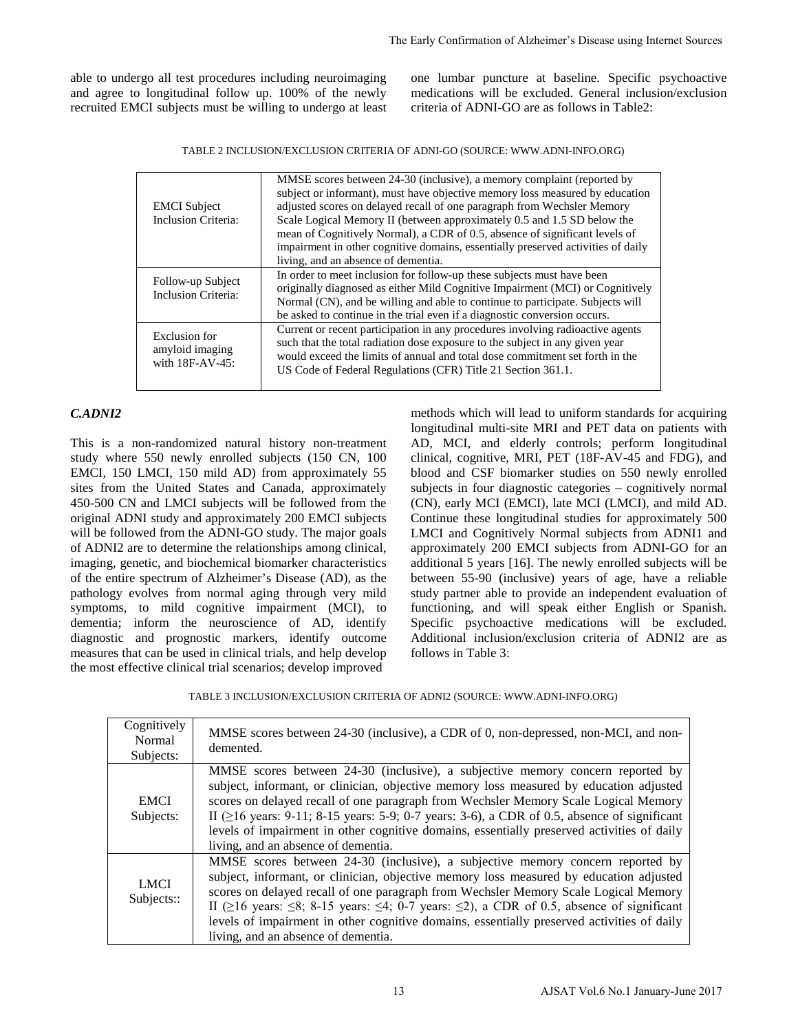able to undergo all test procedures including neuroimaging and agree to longitudinal follow up. 100% of the newly recruited EMCI subjects must be willing to undergo at least one lumbar puncture at baseline. Specific psychoactive medications will be excluded. General inclusion/exclusion criteria of ADNI-GO are as follows in Table2:

TABLE 2 INCLUSION/EXCLUSION CRITERIA OF ADNI-GO (SOURCE: WWW.ADNI-INFO.ORG)

| | |
|---|---|
| EMCI Subject Inclusion Criteria: | MMSE scores between 24-30 (inclusive), a memory complaint (reported by subject or informant), must have objective memory loss measured by education adjusted scores on delayed recall of one paragraph from Wechsler Memory Scale Logical Memory II (between approximately 0.5 and 1.5 SD below the mean of Cognitively Normal), a CDR of 0.5, absence of significant levels of impairment in other cognitive domains, essentially preserved activities of daily living, and an absence of dementia. |
| Follow-up Subject Inclusion Criteria: | In order to meet inclusion for follow-up these subjects must have been originally diagnosed as either Mild Cognitive Impairment (MCI) or Cognitively Normal (CN), and be willing and able to continue to participate. Subjects will be asked to continue in the trial even if a diagnostic conversion occurs. |
| Exclusion for amyloid imaging with 18F-AV-45: | Current or recent participation in any procedures involving radioactive agents such that the total radiation dose exposure to the subject in any given year would exceed the limits of annual and total dose commitment set forth in the US Code of Federal Regulations (CFR) Title 21 Section 361.1. |

### *C.ADNI2*

This is a non-randomized natural history non-treatment study where 550 newly enrolled subjects (150 CN, 100 EMCI, 150 LMCI, 150 mild AD) from approximately 55 sites from the United States and Canada, approximately 450-500 CN and LMCI subjects will be followed from the original ADNI study and approximately 200 EMCI subjects will be followed from the ADNI-GO study. The major goals of ADNI2 are to determine the relationships among clinical, imaging, genetic, and biochemical biomarker characteristics of the entire spectrum of Alzheimer's Disease (AD), as the pathology evolves from normal aging through very mild symptoms, to mild cognitive impairment (MCI), to dementia; inform the neuroscience of AD, identify diagnostic and prognostic markers, identify outcome measures that can be used in clinical trials, and help develop the most effective clinical trial scenarios; develop improved methods which will lead to uniform standards for acquiring longitudinal multi-site MRI and PET data on patients with AD, MCI, and elderly controls; perform longitudinal clinical, cognitive, MRI, PET (18F-AV-45 and FDG), and blood and CSF biomarker studies on 550 newly enrolled subjects in four diagnostic categories – cognitively normal (CN), early MCI (EMCI), late MCI (LMCI), and mild AD. Continue these longitudinal studies for approximately 500 LMCI and Cognitively Normal subjects from ADNI1 and approximately 200 EMCI subjects from ADNI-GO for an additional 5 years [16]. The newly enrolled subjects will be between 55-90 (inclusive) years of age, have a reliable study partner able to provide an independent evaluation of functioning, and will speak either English or Spanish. Specific psychoactive medications will be excluded. Additional inclusion/exclusion criteria of ADNI2 are as follows in Table 3:

TABLE 3 INCLUSION/EXCLUSION CRITERIA OF ADNI2 (SOURCE: WWW.ADNI-INFO.ORG)

| | |
|---|---|
| Cognitively Normal Subjects: | MMSE scores between 24-30 (inclusive), a CDR of 0, non-depressed, non-MCI, and non-demented. |
| EMCI Subjects: | MMSE scores between 24-30 (inclusive), a subjective memory concern reported by subject, informant, or clinician, objective memory loss measured by education adjusted scores on delayed recall of one paragraph from Wechsler Memory Scale Logical Memory II (≥16 years: 9-11; 8-15 years: 5-9; 0-7 years: 3-6), a CDR of 0.5, absence of significant levels of impairment in other cognitive domains, essentially preserved activities of daily living, and an absence of dementia. |
| LMCI Subjects:: | MMSE scores between 24-30 (inclusive), a subjective memory concern reported by subject, informant, or clinician, objective memory loss measured by education adjusted scores on delayed recall of one paragraph from Wechsler Memory Scale Logical Memory II (≥16 years: ≤8; 8-15 years: ≤4; 0-7 years: ≤2), a CDR of 0.5, absence of significant levels of impairment in other cognitive domains, essentially preserved activities of daily living, and an absence of dementia. |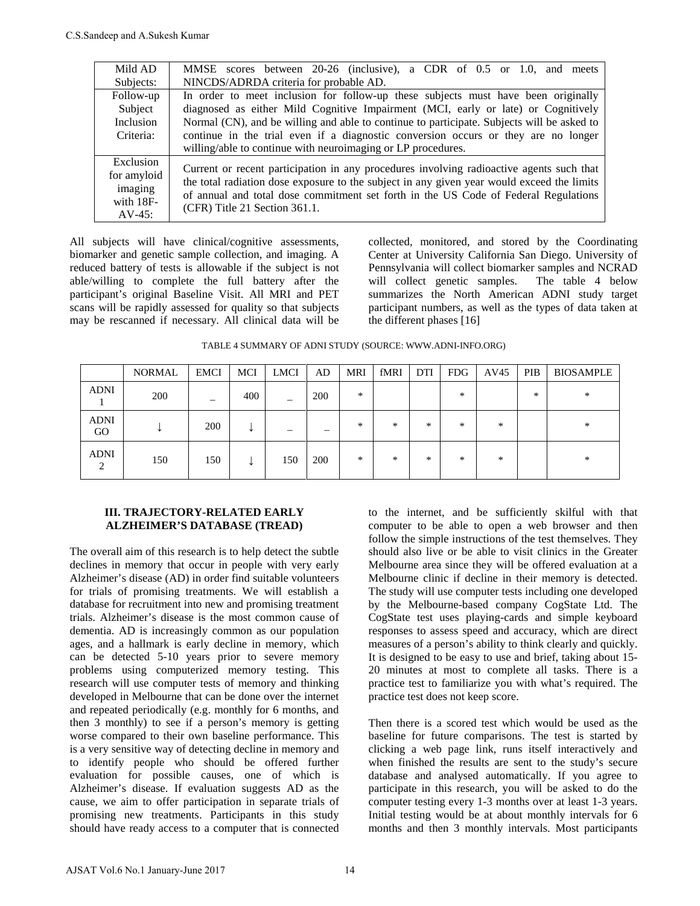| Mild AD Subjects: | MMSE scores between 20-26 (inclusive), a CDR of 0.5 or 1.0, and meets NINCDS/ADRDA criteria for probable AD. |
|---|---|
| Follow-up Subject Inclusion Criteria: | In order to meet inclusion for follow-up these subjects must have been originally diagnosed as either Mild Cognitive Impairment (MCI, early or late) or Cognitively Normal (CN), and be willing and able to continue to participate. Subjects will be asked to continue in the trial even if a diagnostic conversion occurs or they are no longer willing/able to continue with neuroimaging or LP procedures. |
| Exclusion for amyloid imaging with 18F-AV-45: | Current or recent participation in any procedures involving radioactive agents such that the total radiation dose exposure to the subject in any given year would exceed the limits of annual and total dose commitment set forth in the US Code of Federal Regulations (CFR) Title 21 Section 361.1. |

All subjects will have clinical/cognitive assessments, biomarker and genetic sample collection, and imaging. A reduced battery of tests is allowable if the subject is not able/willing to complete the full battery after the participant's original Baseline Visit. All MRI and PET scans will be rapidly assessed for quality so that subjects may be rescanned if necessary. All clinical data will be collected, monitored, and stored by the Coordinating Center at University California San Diego. University of Pennsylvania will collect biomarker samples and NCRAD will collect genetic samples. The table 4 below summarizes the North American ADNI study target participant numbers, as well as the types of data taken at the different phases [16]

TABLE 4 SUMMARY OF ADNI STUDY (SOURCE: WWW.ADNI-INFO.ORG)

| | NORMAL | EMCI | MCI | LMCI | AD | MRI | fMRI | DTI | FDG | AV45 | PIB | BIOSAMPLE |
|---|---|---|---|---|---|---|---|---|---|---|---|---|
| ADNI 1 | 200 | – | 400 | – | 200 | * | | | * | | * | * |
| ADNI GO | ↓ | 200 | ↓ | – | – | * | * | * | * | * | | * |
| ADNI 2 | 150 | 150 | ↓ | 150 | 200 | * | * | * | * | * | | * |

## III. TRAJECTORY-RELATED EARLY ALZHEIMER'S DATABASE (TREAD)

The overall aim of this research is to help detect the subtle declines in memory that occur in people with very early Alzheimer's disease (AD) in order find suitable volunteers for trials of promising treatments. We will establish a database for recruitment into new and promising treatment trials. Alzheimer's disease is the most common cause of dementia. AD is increasingly common as our population ages, and a hallmark is early decline in memory, which can be detected 5-10 years prior to severe memory problems using computerized memory testing. This research will use computer tests of memory and thinking developed in Melbourne that can be done over the internet and repeated periodically (e.g. monthly for 6 months, and then 3 monthly) to see if a person's memory is getting worse compared to their own baseline performance. This is a very sensitive way of detecting decline in memory and to identify people who should be offered further evaluation for possible causes, one of which is Alzheimer's disease. If evaluation suggests AD as the cause, we aim to offer participation in separate trials of promising new treatments. Participants in this study should have ready access to a computer that is connected to the internet, and be sufficiently skilful with that computer to be able to open a web browser and then follow the simple instructions of the test themselves. They should also live or be able to visit clinics in the Greater Melbourne area since they will be offered evaluation at a Melbourne clinic if decline in their memory is detected. The study will use computer tests including one developed by the Melbourne-based company CogState Ltd. The CogState test uses playing-cards and simple keyboard responses to assess speed and accuracy, which are direct measures of a person's ability to think clearly and quickly. It is designed to be easy to use and brief, taking about 15-20 minutes at most to complete all tasks. There is a practice test to familiarize you with what's required. The practice test does not keep score.

Then there is a scored test which would be used as the baseline for future comparisons. The test is started by clicking a web page link, runs itself interactively and when finished the results are sent to the study's secure database and analysed automatically. If you agree to participate in this research, you will be asked to do the computer testing every 1-3 months over at least 1-3 years. Initial testing would be at about monthly intervals for 6 months and then 3 monthly intervals. Most participants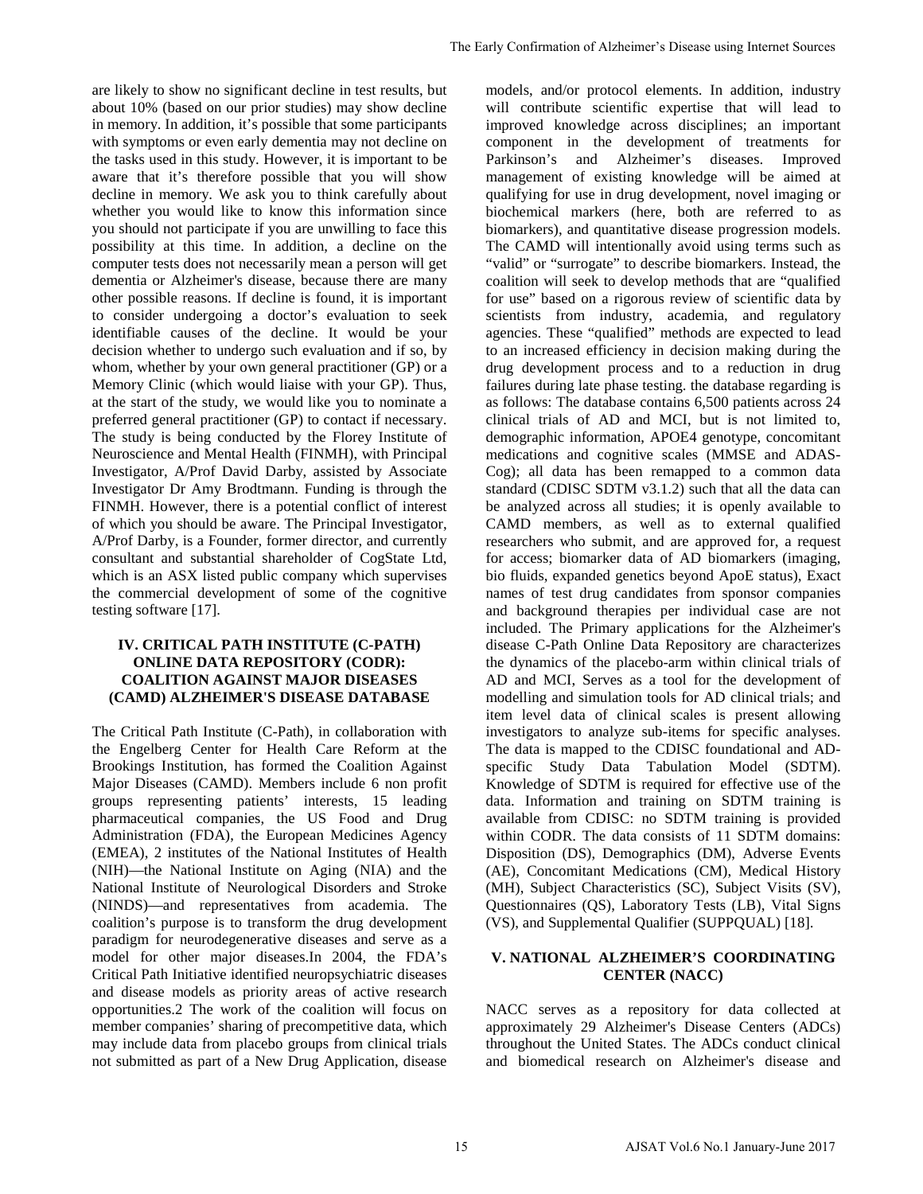are likely to show no significant decline in test results, but about 10% (based on our prior studies) may show decline in memory. In addition, it's possible that some participants with symptoms or even early dementia may not decline on the tasks used in this study. However, it is important to be aware that it's therefore possible that you will show decline in memory. We ask you to think carefully about whether you would like to know this information since you should not participate if you are unwilling to face this possibility at this time. In addition, a decline on the computer tests does not necessarily mean a person will get dementia or Alzheimer's disease, because there are many other possible reasons. If decline is found, it is important to consider undergoing a doctor's evaluation to seek identifiable causes of the decline. It would be your decision whether to undergo such evaluation and if so, by whom, whether by your own general practitioner (GP) or a Memory Clinic (which would liaise with your GP). Thus, at the start of the study, we would like you to nominate a preferred general practitioner (GP) to contact if necessary. The study is being conducted by the Florey Institute of Neuroscience and Mental Health (FINMH), with Principal Investigator, A/Prof David Darby, assisted by Associate Investigator Dr Amy Brodtmann. Funding is through the FINMH. However, there is a potential conflict of interest of which you should be aware. The Principal Investigator, A/Prof Darby, is a Founder, former director, and currently consultant and substantial shareholder of CogState Ltd, which is an ASX listed public company which supervises the commercial development of some of the cognitive testing software [17].

## IV. CRITICAL PATH INSTITUTE (C-PATH) ONLINE DATA REPOSITORY (CODR): COALITION AGAINST MAJOR DISEASES (CAMD) ALZHEIMER'S DISEASE DATABASE

The Critical Path Institute (C-Path), in collaboration with the Engelberg Center for Health Care Reform at the Brookings Institution, has formed the Coalition Against Major Diseases (CAMD). Members include 6 non profit groups representing patients' interests, 15 leading pharmaceutical companies, the US Food and Drug Administration (FDA), the European Medicines Agency (EMEA), 2 institutes of the National Institutes of Health (NIH)—the National Institute on Aging (NIA) and the National Institute of Neurological Disorders and Stroke (NINDS)—and representatives from academia. The coalition's purpose is to transform the drug development paradigm for neurodegenerative diseases and serve as a model for other major diseases.In 2004, the FDA's Critical Path Initiative identified neuropsychiatric diseases and disease models as priority areas of active research opportunities.2 The work of the coalition will focus on member companies' sharing of precompetitive data, which may include data from placebo groups from clinical trials not submitted as part of a New Drug Application, disease models, and/or protocol elements. In addition, industry will contribute scientific expertise that will lead to improved knowledge across disciplines; an important component in the development of treatments for Parkinson's and Alzheimer's diseases. Improved management of existing knowledge will be aimed at qualifying for use in drug development, novel imaging or biochemical markers (here, both are referred to as biomarkers), and quantitative disease progression models. The CAMD will intentionally avoid using terms such as "valid" or "surrogate" to describe biomarkers. Instead, the coalition will seek to develop methods that are "qualified for use" based on a rigorous review of scientific data by scientists from industry, academia, and regulatory agencies. These "qualified" methods are expected to lead to an increased efficiency in decision making during the drug development process and to a reduction in drug failures during late phase testing. the database regarding is as follows: The database contains 6,500 patients across 24 clinical trials of AD and MCI, but is not limited to, demographic information, APOE4 genotype, concomitant medications and cognitive scales (MMSE and ADAS-Cog); all data has been remapped to a common data standard (CDISC SDTM v3.1.2) such that all the data can be analyzed across all studies; it is openly available to CAMD members, as well as to external qualified researchers who submit, and are approved for, a request for access; biomarker data of AD biomarkers (imaging, bio fluids, expanded genetics beyond ApoE status), Exact names of test drug candidates from sponsor companies and background therapies per individual case are not included. The Primary applications for the Alzheimer's disease C-Path Online Data Repository are characterizes the dynamics of the placebo-arm within clinical trials of AD and MCI, Serves as a tool for the development of modelling and simulation tools for AD clinical trials; and item level data of clinical scales is present allowing investigators to analyze sub-items for specific analyses. The data is mapped to the CDISC foundational and AD-specific Study Data Tabulation Model (SDTM). Knowledge of SDTM is required for effective use of the data. Information and training on SDTM training is available from CDISC: no SDTM training is provided within CODR. The data consists of 11 SDTM domains: Disposition (DS), Demographics (DM), Adverse Events (AE), Concomitant Medications (CM), Medical History (MH), Subject Characteristics (SC), Subject Visits (SV), Questionnaires (QS), Laboratory Tests (LB), Vital Signs (VS), and Supplemental Qualifier (SUPPQUAL) [18].

## V. NATIONAL ALZHEIMER'S COORDINATING CENTER (NACC)

NACC serves as a repository for data collected at approximately 29 Alzheimer's Disease Centers (ADCs) throughout the United States. The ADCs conduct clinical and biomedical research on Alzheimer's disease and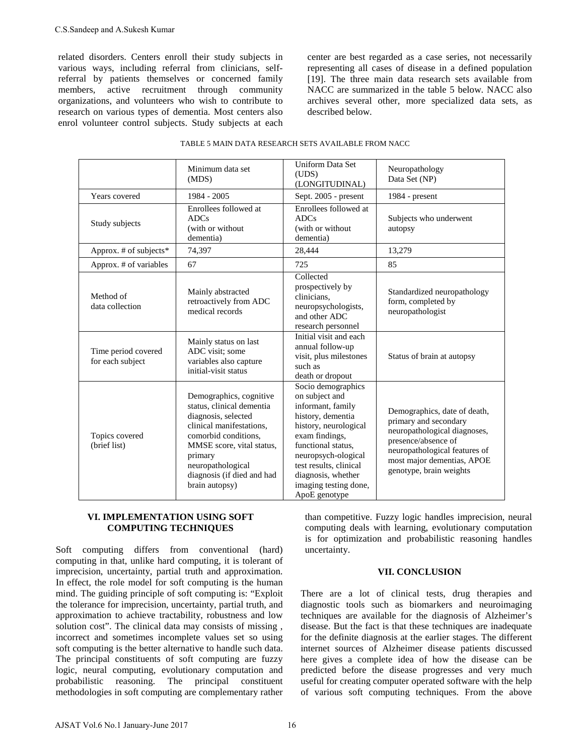related disorders. Centers enroll their study subjects in various ways, including referral from clinicians, self-referral by patients themselves or concerned family members, active recruitment through community organizations, and volunteers who wish to contribute to research on various types of dementia. Most centers also enrol volunteer control subjects. Study subjects at each center are best regarded as a case series, not necessarily representing all cases of disease in a defined population [19]. The three main data research sets available from NACC are summarized in the table 5 below. NACC also archives several other, more specialized data sets, as described below.

TABLE 5 MAIN DATA RESEARCH SETS AVAILABLE FROM NACC

| | Minimum data set (MDS) | Uniform Data Set (UDS) (LONGITUDINAL) | Neuropathology Data Set (NP) |
|---|---|---|---|
| Years covered | 1984 - 2005 | Sept. 2005 - present | 1984 - present |
| Study subjects | Enrollees followed at ADCs (with or without dementia) | Enrollees followed at ADCs (with or without dementia) | Subjects who underwent autopsy |
| Approx. # of subjects* | 74,397 | 28,444 | 13,279 |
| Approx. # of variables | 67 | 725 | 85 |
| Method of data collection | Mainly abstracted retroactively from ADC medical records | Collected prospectively by clinicians, neuropsychologists, and other ADC research personnel | Standardized neuropathology form, completed by neuropathologist |
| Time period covered for each subject | Mainly status on last ADC visit; some variables also capture initial-visit status | Initial visit and each annual follow-up visit, plus milestones such as death or dropout | Status of brain at autopsy |
| Topics covered (brief list) | Demographics, cognitive status, clinical dementia diagnosis, selected clinical manifestations, comorbid conditions, MMSE score, vital status, primary neuropathological diagnosis (if died and had brain autopsy) | Socio demographics on subject and informant, family history, dementia history, neurological exam findings, functional status, neuropsych-ological test results, clinical diagnosis, whether imaging testing done, ApoE genotype | Demographics, date of death, primary and secondary neuropathological diagnoses, presence/absence of neuropathological features of most major dementias, APOE genotype, brain weights |

## VI. IMPLEMENTATION USING SOFT COMPUTING TECHNIQUES

Soft computing differs from conventional (hard) computing in that, unlike hard computing, it is tolerant of imprecision, uncertainty, partial truth and approximation. In effect, the role model for soft computing is the human mind. The guiding principle of soft computing is: "Exploit the tolerance for imprecision, uncertainty, partial truth, and approximation to achieve tractability, robustness and low solution cost". The clinical data may consists of missing , incorrect and sometimes incomplete values set so using soft computing is the better alternative to handle such data. The principal constituents of soft computing are fuzzy logic, neural computing, evolutionary computation and probabilistic reasoning. The principal constituent methodologies in soft computing are complementary rather than competitive. Fuzzy logic handles imprecision, neural computing deals with learning, evolutionary computation is for optimization and probabilistic reasoning handles uncertainty.

## VII. CONCLUSION

There are a lot of clinical tests, drug therapies and diagnostic tools such as biomarkers and neuroimaging techniques are available for the diagnosis of Alzheimer's disease. But the fact is that these techniques are inadequate for the definite diagnosis at the earlier stages. The different internet sources of Alzheimer disease patients discussed here gives a complete idea of how the disease can be predicted before the disease progresses and very much useful for creating computer operated software with the help of various soft computing techniques. From the above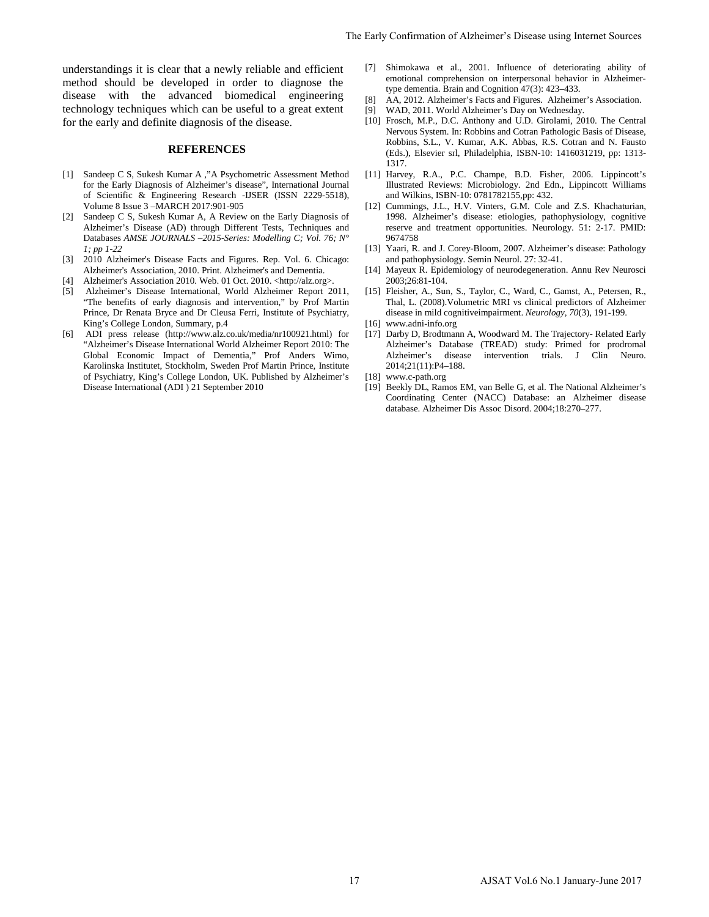understandings it is clear that a newly reliable and efficient method should be developed in order to diagnose the disease with the advanced biomedical engineering technology techniques which can be useful to a great extent for the early and definite diagnosis of the disease.

## REFERENCES

[1] Sandeep C S, Sukesh Kumar A ,"A Psychometric Assessment Method for the Early Diagnosis of Alzheimer's disease", International Journal of Scientific & Engineering Research -IJSER (ISSN 2229-5518), Volume 8 Issue 3 –MARCH 2017:901-905

[2] Sandeep C S, Sukesh Kumar A, A Review on the Early Diagnosis of Alzheimer's Disease (AD) through Different Tests, Techniques and Databases *AMSE JOURNALS –2015-Series: Modelling C; Vol. 76; N° 1; pp 1-22*

[3] 2010 Alzheimer's Disease Facts and Figures. Rep. Vol. 6. Chicago: Alzheimer's Association, 2010. Print. Alzheimer's and Dementia.

[4] Alzheimer's Association 2010. Web. 01 Oct. 2010. <http://alz.org>.

[5] Alzheimer's Disease International, World Alzheimer Report 2011, "The benefits of early diagnosis and intervention," by Prof Martin Prince, Dr Renata Bryce and Dr Cleusa Ferri, Institute of Psychiatry, King's College London, Summary, p.4

[6] ADI press release (http://www.alz.co.uk/media/nr100921.html) for "Alzheimer's Disease International World Alzheimer Report 2010: The Global Economic Impact of Dementia," Prof Anders Wimo, Karolinska Institutet, Stockholm, Sweden Prof Martin Prince, Institute of Psychiatry, King's College London, UK. Published by Alzheimer's Disease International (ADI ) 21 September 2010

[7] Shimokawa et al., 2001. Influence of deteriorating ability of emotional comprehension on interpersonal behavior in Alzheimer-type dementia. Brain and Cognition 47(3): 423–433.

[8] AA, 2012. Alzheimer's Facts and Figures. Alzheimer's Association.

[9] WAD, 2011. World Alzheimer's Day on Wednesday.

[10] Frosch, M.P., D.C. Anthony and U.D. Girolami, 2010. The Central Nervous System. In: Robbins and Cotran Pathologic Basis of Disease, Robbins, S.L., V. Kumar, A.K. Abbas, R.S. Cotran and N. Fausto (Eds.), Elsevier srl, Philadelphia, ISBN-10: 1416031219, pp: 1313-1317.

[11] Harvey, R.A., P.C. Champe, B.D. Fisher, 2006. Lippincott's Illustrated Reviews: Microbiology. 2nd Edn., Lippincott Williams and Wilkins, ISBN-10: 0781782155,pp: 432.

[12] Cummings, J.L., H.V. Vinters, G.M. Cole and Z.S. Khachaturian, 1998. Alzheimer's disease: etiologies, pathophysiology, cognitive reserve and treatment opportunities. Neurology. 51: 2-17. PMID: 9674758

[13] Yaari, R. and J. Corey-Bloom, 2007. Alzheimer's disease: Pathology and pathophysiology. Semin Neurol. 27: 32-41.

[14] Mayeux R. Epidemiology of neurodegeneration. Annu Rev Neurosci 2003;26:81-104.

[15] Fleisher, A., Sun, S., Taylor, C., Ward, C., Gamst, A., Petersen, R., Thal, L. (2008).Volumetric MRI vs clinical predictors of Alzheimer disease in mild cognitiveimpairment. *Neurology, 70*(3), 191-199.

[16] www.adni-info.org

[17] Darby D, Brodtmann A, Woodward M. The Trajectory- Related Early Alzheimer's Database (TREAD) study: Primed for prodromal Alzheimer's disease intervention trials. J Clin Neuro. 2014;21(11):P4–188.

[18] www.c-path.org

[19] Beekly DL, Ramos EM, van Belle G, et al. The National Alzheimer's Coordinating Center (NACC) Database: an Alzheimer disease database. Alzheimer Dis Assoc Disord. 2004;18:270–277.